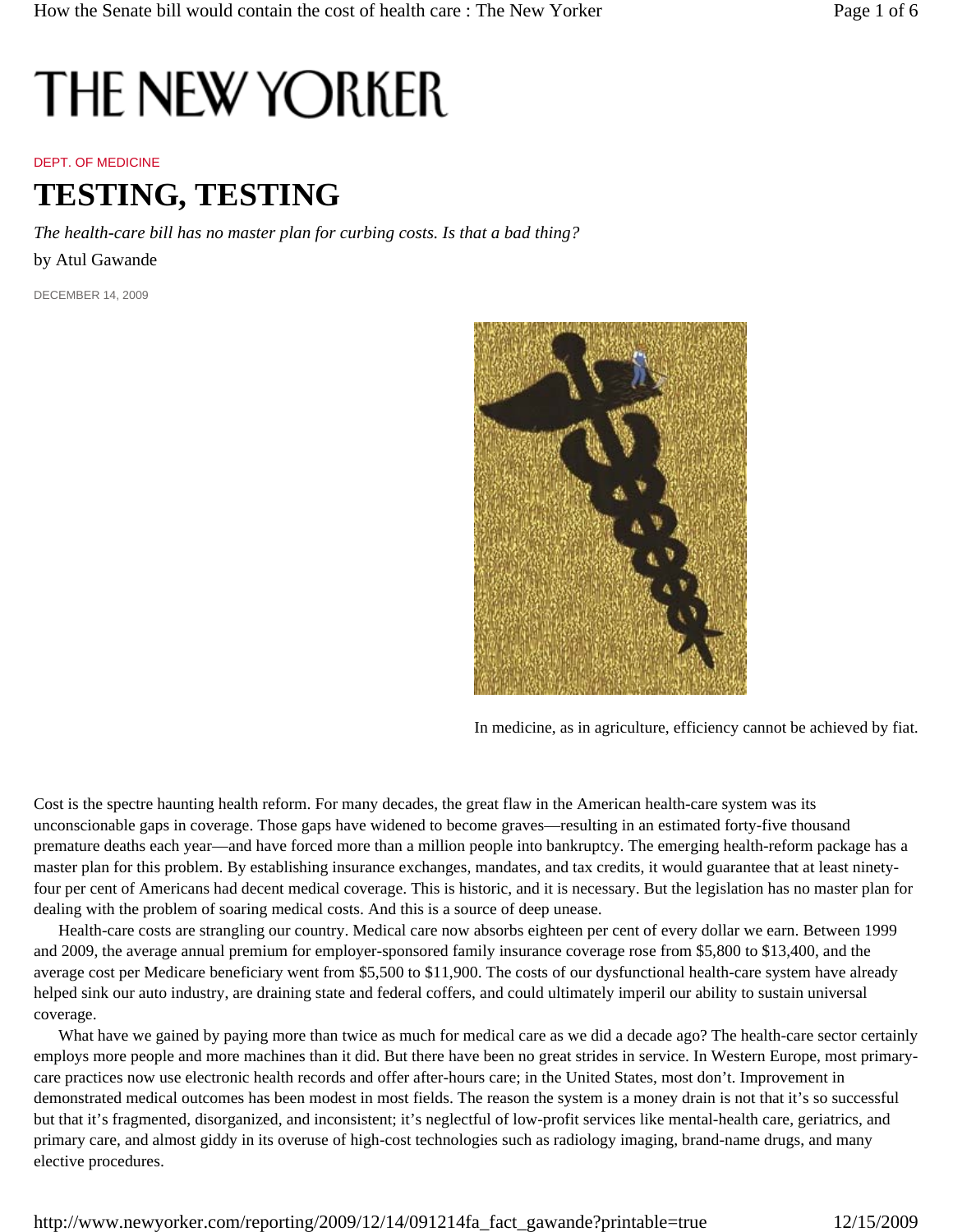# THE NEW YORKER

DEPT. OF MEDICINE

## TESTING, TESTING

*The health-care bill has no master plan for curbing costs. Is that a bad thing?*

by Atul Gawande

DECEMBER 14, 2009

In medicine, as in agriculture, efficiency cannot be achieved by fiat.

Cost is the spectre haunting health reform. For many decades, the great flaw in the American health-care system was its unconscionable gaps in coverage. Those gaps have widened to become graves—resulting in an estimated forty-five thousand premature deaths each year—and have forced more than a million people into bankruptcy. The emerging health-reform package has a master plan for this problem. By establishing insurance exchanges, mandates, and tax credits, it would guarantee that at least ninety-four per cent of Americans had decent medical coverage. This is historic, and it is necessary. But the legislation has no master plan for dealing with the problem of soaring medical costs. And this is a source of deep unease.

Health-care costs are strangling our country. Medical care now absorbs eighteen per cent of every dollar we earn. Between 1999 and 2009, the average annual premium for employer-sponsored family insurance coverage rose from $5,800 to $13,400, and the average cost per Medicare beneficiary went from $5,500 to $11,900. The costs of our dysfunctional health-care system have already helped sink our auto industry, are draining state and federal coffers, and could ultimately imperil our ability to sustain universal coverage.

What have we gained by paying more than twice as much for medical care as we did a decade ago? The health-care sector certainly employs more people and more machines than it did. But there have been no great strides in service. In Western Europe, most primary-care practices now use electronic health records and offer after-hours care; in the United States, most don't. Improvement in demonstrated medical outcomes has been modest in most fields. The reason the system is a money drain is not that it's so successful but that it's fragmented, disorganized, and inconsistent; it's neglectful of low-profit services like mental-health care, geriatrics, and primary care, and almost giddy in its overuse of high-cost technologies such as radiology imaging, brand-name drugs, and many elective procedures.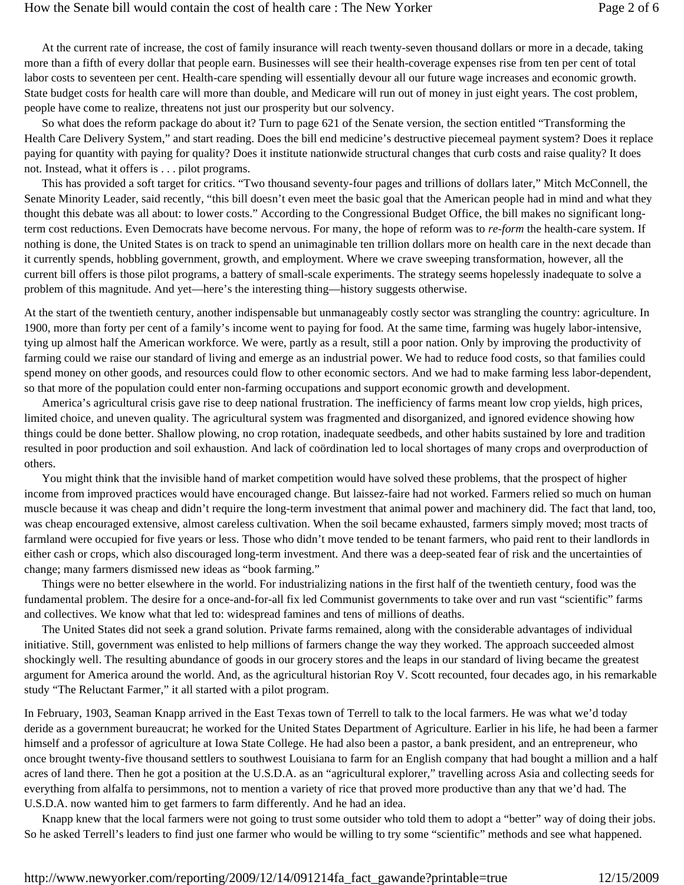At the current rate of increase, the cost of family insurance will reach twenty-seven thousand dollars or more in a decade, taking more than a fifth of every dollar that people earn. Businesses will see their health-coverage expenses rise from ten per cent of total labor costs to seventeen per cent. Health-care spending will essentially devour all our future wage increases and economic growth. State budget costs for health care will more than double, and Medicare will run out of money in just eight years. The cost problem, people have come to realize, threatens not just our prosperity but our solvency.

So what does the reform package do about it? Turn to page 621 of the Senate version, the section entitled "Transforming the Health Care Delivery System," and start reading. Does the bill end medicine's destructive piecemeal payment system? Does it replace paying for quantity with paying for quality? Does it institute nationwide structural changes that curb costs and raise quality? It does not. Instead, what it offers is . . . pilot programs.

This has provided a soft target for critics. "Two thousand seventy-four pages and trillions of dollars later," Mitch McConnell, the Senate Minority Leader, said recently, "this bill doesn't even meet the basic goal that the American people had in mind and what they thought this debate was all about: to lower costs." According to the Congressional Budget Office, the bill makes no significant long-term cost reductions. Even Democrats have become nervous. For many, the hope of reform was to *re-form* the health-care system. If nothing is done, the United States is on track to spend an unimaginable ten trillion dollars more on health care in the next decade than it currently spends, hobbling government, growth, and employment. Where we crave sweeping transformation, however, all the current bill offers is those pilot programs, a battery of small-scale experiments. The strategy seems hopelessly inadequate to solve a problem of this magnitude. And yet—here's the interesting thing—history suggests otherwise.

At the start of the twentieth century, another indispensable but unmanageably costly sector was strangling the country: agriculture. In 1900, more than forty per cent of a family's income went to paying for food. At the same time, farming was hugely labor-intensive, tying up almost half the American workforce. We were, partly as a result, still a poor nation. Only by improving the productivity of farming could we raise our standard of living and emerge as an industrial power. We had to reduce food costs, so that families could spend money on other goods, and resources could flow to other economic sectors. And we had to make farming less labor-dependent, so that more of the population could enter non-farming occupations and support economic growth and development.

America's agricultural crisis gave rise to deep national frustration. The inefficiency of farms meant low crop yields, high prices, limited choice, and uneven quality. The agricultural system was fragmented and disorganized, and ignored evidence showing how things could be done better. Shallow plowing, no crop rotation, inadequate seedbeds, and other habits sustained by lore and tradition resulted in poor production and soil exhaustion. And lack of coördination led to local shortages of many crops and overproduction of others.

You might think that the invisible hand of market competition would have solved these problems, that the prospect of higher income from improved practices would have encouraged change. But laissez-faire had not worked. Farmers relied so much on human muscle because it was cheap and didn't require the long-term investment that animal power and machinery did. The fact that land, too, was cheap encouraged extensive, almost careless cultivation. When the soil became exhausted, farmers simply moved; most tracts of farmland were occupied for five years or less. Those who didn't move tended to be tenant farmers, who paid rent to their landlords in either cash or crops, which also discouraged long-term investment. And there was a deep-seated fear of risk and the uncertainties of change; many farmers dismissed new ideas as "book farming."

Things were no better elsewhere in the world. For industrializing nations in the first half of the twentieth century, food was the fundamental problem. The desire for a once-and-for-all fix led Communist governments to take over and run vast "scientific" farms and collectives. We know what that led to: widespread famines and tens of millions of deaths.

The United States did not seek a grand solution. Private farms remained, along with the considerable advantages of individual initiative. Still, government was enlisted to help millions of farmers change the way they worked. The approach succeeded almost shockingly well. The resulting abundance of goods in our grocery stores and the leaps in our standard of living became the greatest argument for America around the world. And, as the agricultural historian Roy V. Scott recounted, four decades ago, in his remarkable study "The Reluctant Farmer," it all started with a pilot program.

In February, 1903, Seaman Knapp arrived in the East Texas town of Terrell to talk to the local farmers. He was what we'd today deride as a government bureaucrat; he worked for the United States Department of Agriculture. Earlier in his life, he had been a farmer himself and a professor of agriculture at Iowa State College. He had also been a pastor, a bank president, and an entrepreneur, who once brought twenty-five thousand settlers to southwest Louisiana to farm for an English company that had bought a million and a half acres of land there. Then he got a position at the U.S.D.A. as an "agricultural explorer," travelling across Asia and collecting seeds for everything from alfalfa to persimmons, not to mention a variety of rice that proved more productive than any that we'd had. The U.S.D.A. now wanted him to get farmers to farm differently. And he had an idea.

Knapp knew that the local farmers were not going to trust some outsider who told them to adopt a "better" way of doing their jobs. So he asked Terrell's leaders to find just one farmer who would be willing to try some "scientific" methods and see what happened.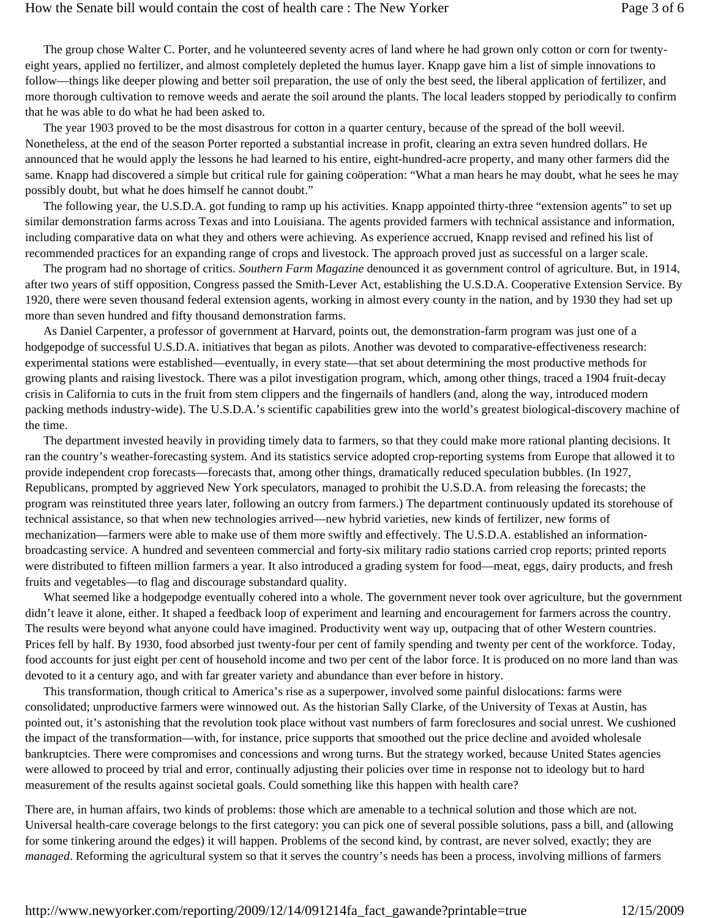The group chose Walter C. Porter, and he volunteered seventy acres of land where he had grown only cotton or corn for twenty-eight years, applied no fertilizer, and almost completely depleted the humus layer. Knapp gave him a list of simple innovations to follow—things like deeper plowing and better soil preparation, the use of only the best seed, the liberal application of fertilizer, and more thorough cultivation to remove weeds and aerate the soil around the plants. The local leaders stopped by periodically to confirm that he was able to do what he had been asked to.

The year 1903 proved to be the most disastrous for cotton in a quarter century, because of the spread of the boll weevil. Nonetheless, at the end of the season Porter reported a substantial increase in profit, clearing an extra seven hundred dollars. He announced that he would apply the lessons he had learned to his entire, eight-hundred-acre property, and many other farmers did the same. Knapp had discovered a simple but critical rule for gaining coöperation: "What a man hears he may doubt, what he sees he may possibly doubt, but what he does himself he cannot doubt."

The following year, the U.S.D.A. got funding to ramp up his activities. Knapp appointed thirty-three "extension agents" to set up similar demonstration farms across Texas and into Louisiana. The agents provided farmers with technical assistance and information, including comparative data on what they and others were achieving. As experience accrued, Knapp revised and refined his list of recommended practices for an expanding range of crops and livestock. The approach proved just as successful on a larger scale.

The program had no shortage of critics. *Southern Farm Magazine* denounced it as government control of agriculture. But, in 1914, after two years of stiff opposition, Congress passed the Smith-Lever Act, establishing the U.S.D.A. Cooperative Extension Service. By 1920, there were seven thousand federal extension agents, working in almost every county in the nation, and by 1930 they had set up more than seven hundred and fifty thousand demonstration farms.

As Daniel Carpenter, a professor of government at Harvard, points out, the demonstration-farm program was just one of a hodgepodge of successful U.S.D.A. initiatives that began as pilots. Another was devoted to comparative-effectiveness research: experimental stations were established—eventually, in every state—that set about determining the most productive methods for growing plants and raising livestock. There was a pilot investigation program, which, among other things, traced a 1904 fruit-decay crisis in California to cuts in the fruit from stem clippers and the fingernails of handlers (and, along the way, introduced modern packing methods industry-wide). The U.S.D.A.'s scientific capabilities grew into the world's greatest biological-discovery machine of the time.

The department invested heavily in providing timely data to farmers, so that they could make more rational planting decisions. It ran the country's weather-forecasting system. And its statistics service adopted crop-reporting systems from Europe that allowed it to provide independent crop forecasts—forecasts that, among other things, dramatically reduced speculation bubbles. (In 1927, Republicans, prompted by aggrieved New York speculators, managed to prohibit the U.S.D.A. from releasing the forecasts; the program was reinstituted three years later, following an outcry from farmers.) The department continuously updated its storehouse of technical assistance, so that when new technologies arrived—new hybrid varieties, new kinds of fertilizer, new forms of mechanization—farmers were able to make use of them more swiftly and effectively. The U.S.D.A. established an information-broadcasting service. A hundred and seventeen commercial and forty-six military radio stations carried crop reports; printed reports were distributed to fifteen million farmers a year. It also introduced a grading system for food—meat, eggs, dairy products, and fresh fruits and vegetables—to flag and discourage substandard quality.

What seemed like a hodgepodge eventually cohered into a whole. The government never took over agriculture, but the government didn't leave it alone, either. It shaped a feedback loop of experiment and learning and encouragement for farmers across the country. The results were beyond what anyone could have imagined. Productivity went way up, outpacing that of other Western countries. Prices fell by half. By 1930, food absorbed just twenty-four per cent of family spending and twenty per cent of the workforce. Today, food accounts for just eight per cent of household income and two per cent of the labor force. It is produced on no more land than was devoted to it a century ago, and with far greater variety and abundance than ever before in history.

This transformation, though critical to America's rise as a superpower, involved some painful dislocations: farms were consolidated; unproductive farmers were winnowed out. As the historian Sally Clarke, of the University of Texas at Austin, has pointed out, it's astonishing that the revolution took place without vast numbers of farm foreclosures and social unrest. We cushioned the impact of the transformation—with, for instance, price supports that smoothed out the price decline and avoided wholesale bankruptcies. There were compromises and concessions and wrong turns. But the strategy worked, because United States agencies were allowed to proceed by trial and error, continually adjusting their policies over time in response not to ideology but to hard measurement of the results against societal goals. Could something like this happen with health care?

There are, in human affairs, two kinds of problems: those which are amenable to a technical solution and those which are not. Universal health-care coverage belongs to the first category: you can pick one of several possible solutions, pass a bill, and (allowing for some tinkering around the edges) it will happen. Problems of the second kind, by contrast, are never solved, exactly; they are *managed*. Reforming the agricultural system so that it serves the country's needs has been a process, involving millions of farmers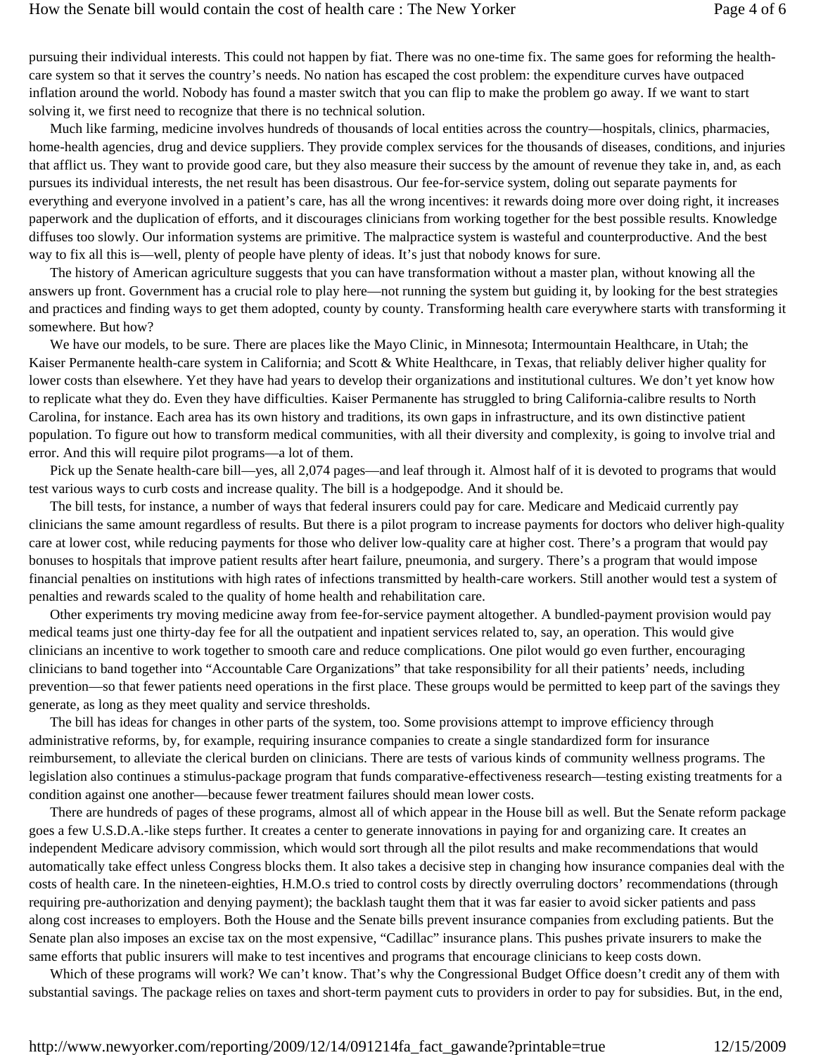pursuing their individual interests. This could not happen by fiat. There was no one-time fix. The same goes for reforming the health-care system so that it serves the country's needs. No nation has escaped the cost problem: the expenditure curves have outpaced inflation around the world. Nobody has found a master switch that you can flip to make the problem go away. If we want to start solving it, we first need to recognize that there is no technical solution.

Much like farming, medicine involves hundreds of thousands of local entities across the country—hospitals, clinics, pharmacies, home-health agencies, drug and device suppliers. They provide complex services for the thousands of diseases, conditions, and injuries that afflict us. They want to provide good care, but they also measure their success by the amount of revenue they take in, and, as each pursues its individual interests, the net result has been disastrous. Our fee-for-service system, doling out separate payments for everything and everyone involved in a patient's care, has all the wrong incentives: it rewards doing more over doing right, it increases paperwork and the duplication of efforts, and it discourages clinicians from working together for the best possible results. Knowledge diffuses too slowly. Our information systems are primitive. The malpractice system is wasteful and counterproductive. And the best way to fix all this is—well, plenty of people have plenty of ideas. It's just that nobody knows for sure.

The history of American agriculture suggests that you can have transformation without a master plan, without knowing all the answers up front. Government has a crucial role to play here—not running the system but guiding it, by looking for the best strategies and practices and finding ways to get them adopted, county by county. Transforming health care everywhere starts with transforming it somewhere. But how?

We have our models, to be sure. There are places like the Mayo Clinic, in Minnesota; Intermountain Healthcare, in Utah; the Kaiser Permanente health-care system in California; and Scott & White Healthcare, in Texas, that reliably deliver higher quality for lower costs than elsewhere. Yet they have had years to develop their organizations and institutional cultures. We don't yet know how to replicate what they do. Even they have difficulties. Kaiser Permanente has struggled to bring California-calibre results to North Carolina, for instance. Each area has its own history and traditions, its own gaps in infrastructure, and its own distinctive patient population. To figure out how to transform medical communities, with all their diversity and complexity, is going to involve trial and error. And this will require pilot programs—a lot of them.

Pick up the Senate health-care bill—yes, all 2,074 pages—and leaf through it. Almost half of it is devoted to programs that would test various ways to curb costs and increase quality. The bill is a hodgepodge. And it should be.

The bill tests, for instance, a number of ways that federal insurers could pay for care. Medicare and Medicaid currently pay clinicians the same amount regardless of results. But there is a pilot program to increase payments for doctors who deliver high-quality care at lower cost, while reducing payments for those who deliver low-quality care at higher cost. There's a program that would pay bonuses to hospitals that improve patient results after heart failure, pneumonia, and surgery. There's a program that would impose financial penalties on institutions with high rates of infections transmitted by health-care workers. Still another would test a system of penalties and rewards scaled to the quality of home health and rehabilitation care.

Other experiments try moving medicine away from fee-for-service payment altogether. A bundled-payment provision would pay medical teams just one thirty-day fee for all the outpatient and inpatient services related to, say, an operation. This would give clinicians an incentive to work together to smooth care and reduce complications. One pilot would go even further, encouraging clinicians to band together into "Accountable Care Organizations" that take responsibility for all their patients' needs, including prevention—so that fewer patients need operations in the first place. These groups would be permitted to keep part of the savings they generate, as long as they meet quality and service thresholds.

The bill has ideas for changes in other parts of the system, too. Some provisions attempt to improve efficiency through administrative reforms, by, for example, requiring insurance companies to create a single standardized form for insurance reimbursement, to alleviate the clerical burden on clinicians. There are tests of various kinds of community wellness programs. The legislation also continues a stimulus-package program that funds comparative-effectiveness research—testing existing treatments for a condition against one another—because fewer treatment failures should mean lower costs.

There are hundreds of pages of these programs, almost all of which appear in the House bill as well. But the Senate reform package goes a few U.S.D.A.-like steps further. It creates a center to generate innovations in paying for and organizing care. It creates an independent Medicare advisory commission, which would sort through all the pilot results and make recommendations that would automatically take effect unless Congress blocks them. It also takes a decisive step in changing how insurance companies deal with the costs of health care. In the nineteen-eighties, H.M.O.s tried to control costs by directly overruling doctors' recommendations (through requiring pre-authorization and denying payment); the backlash taught them that it was far easier to avoid sicker patients and pass along cost increases to employers. Both the House and the Senate bills prevent insurance companies from excluding patients. But the Senate plan also imposes an excise tax on the most expensive, "Cadillac" insurance plans. This pushes private insurers to make the same efforts that public insurers will make to test incentives and programs that encourage clinicians to keep costs down.

Which of these programs will work? We can't know. That's why the Congressional Budget Office doesn't credit any of them with substantial savings. The package relies on taxes and short-term payment cuts to providers in order to pay for subsidies. But, in the end,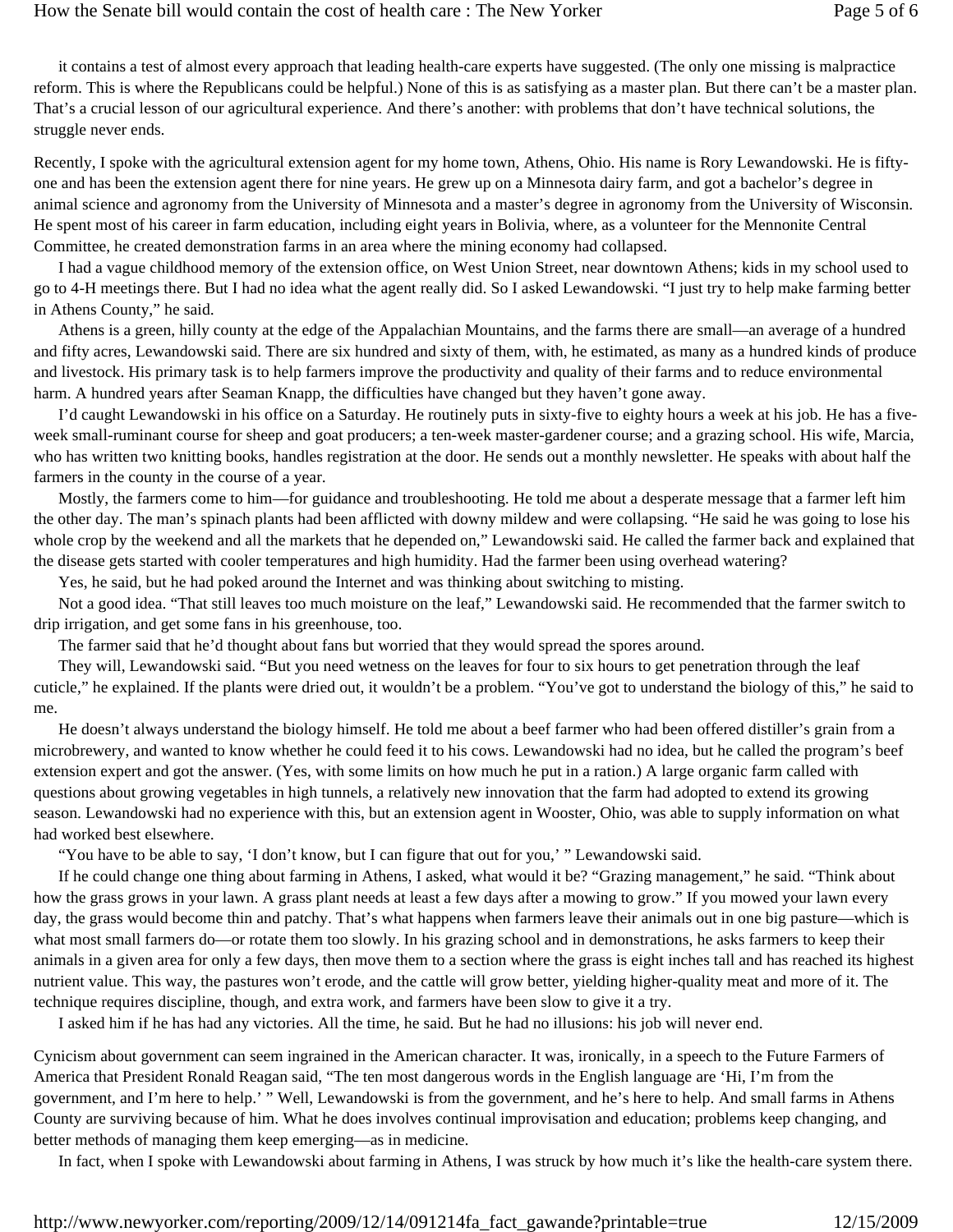it contains a test of almost every approach that leading health-care experts have suggested. (The only one missing is malpractice reform. This is where the Republicans could be helpful.) None of this is as satisfying as a master plan. But there can't be a master plan. That's a crucial lesson of our agricultural experience. And there's another: with problems that don't have technical solutions, the struggle never ends.

Recently, I spoke with the agricultural extension agent for my home town, Athens, Ohio. His name is Rory Lewandowski. He is fifty-one and has been the extension agent there for nine years. He grew up on a Minnesota dairy farm, and got a bachelor's degree in animal science and agronomy from the University of Minnesota and a master's degree in agronomy from the University of Wisconsin. He spent most of his career in farm education, including eight years in Bolivia, where, as a volunteer for the Mennonite Central Committee, he created demonstration farms in an area where the mining economy had collapsed.

I had a vague childhood memory of the extension office, on West Union Street, near downtown Athens; kids in my school used to go to 4-H meetings there. But I had no idea what the agent really did. So I asked Lewandowski. "I just try to help make farming better in Athens County," he said.

Athens is a green, hilly county at the edge of the Appalachian Mountains, and the farms there are small—an average of a hundred and fifty acres, Lewandowski said. There are six hundred and sixty of them, with, he estimated, as many as a hundred kinds of produce and livestock. His primary task is to help farmers improve the productivity and quality of their farms and to reduce environmental harm. A hundred years after Seaman Knapp, the difficulties have changed but they haven't gone away.

I'd caught Lewandowski in his office on a Saturday. He routinely puts in sixty-five to eighty hours a week at his job. He has a five-week small-ruminant course for sheep and goat producers; a ten-week master-gardener course; and a grazing school. His wife, Marcia, who has written two knitting books, handles registration at the door. He sends out a monthly newsletter. He speaks with about half the farmers in the county in the course of a year.

Mostly, the farmers come to him—for guidance and troubleshooting. He told me about a desperate message that a farmer left him the other day. The man's spinach plants had been afflicted with downy mildew and were collapsing. "He said he was going to lose his whole crop by the weekend and all the markets that he depended on," Lewandowski said. He called the farmer back and explained that the disease gets started with cooler temperatures and high humidity. Had the farmer been using overhead watering?

Yes, he said, but he had poked around the Internet and was thinking about switching to misting.

Not a good idea. "That still leaves too much moisture on the leaf," Lewandowski said. He recommended that the farmer switch to drip irrigation, and get some fans in his greenhouse, too.

The farmer said that he'd thought about fans but worried that they would spread the spores around.

They will, Lewandowski said. "But you need wetness on the leaves for four to six hours to get penetration through the leaf cuticle," he explained. If the plants were dried out, it wouldn't be a problem. "You've got to understand the biology of this," he said to me.

He doesn't always understand the biology himself. He told me about a beef farmer who had been offered distiller's grain from a microbrewery, and wanted to know whether he could feed it to his cows. Lewandowski had no idea, but he called the program's beef extension expert and got the answer. (Yes, with some limits on how much he put in a ration.) A large organic farm called with questions about growing vegetables in high tunnels, a relatively new innovation that the farm had adopted to extend its growing season. Lewandowski had no experience with this, but an extension agent in Wooster, Ohio, was able to supply information on what had worked best elsewhere.

"You have to be able to say, 'I don't know, but I can figure that out for you,' " Lewandowski said.

If he could change one thing about farming in Athens, I asked, what would it be? "Grazing management," he said. "Think about how the grass grows in your lawn. A grass plant needs at least a few days after a mowing to grow." If you mowed your lawn every day, the grass would become thin and patchy. That's what happens when farmers leave their animals out in one big pasture—which is what most small farmers do—or rotate them too slowly. In his grazing school and in demonstrations, he asks farmers to keep their animals in a given area for only a few days, then move them to a section where the grass is eight inches tall and has reached its highest nutrient value. This way, the pastures won't erode, and the cattle will grow better, yielding higher-quality meat and more of it. The technique requires discipline, though, and extra work, and farmers have been slow to give it a try.

I asked him if he has had any victories. All the time, he said. But he had no illusions: his job will never end.

Cynicism about government can seem ingrained in the American character. It was, ironically, in a speech to the Future Farmers of America that President Ronald Reagan said, "The ten most dangerous words in the English language are 'Hi, I'm from the government, and I'm here to help.' " Well, Lewandowski is from the government, and he's here to help. And small farms in Athens County are surviving because of him. What he does involves continual improvisation and education; problems keep changing, and better methods of managing them keep emerging—as in medicine.

In fact, when I spoke with Lewandowski about farming in Athens, I was struck by how much it's like the health-care system there.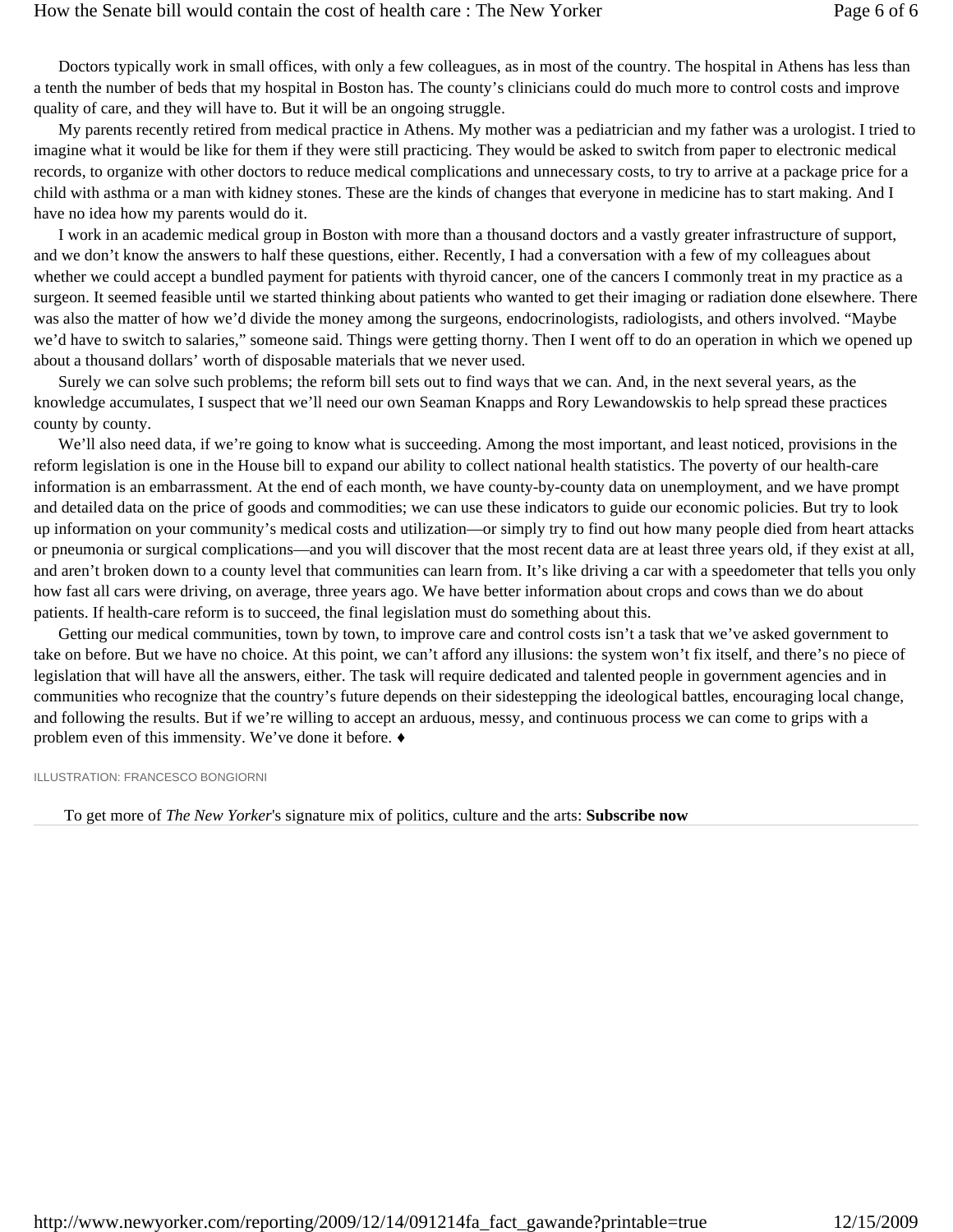Doctors typically work in small offices, with only a few colleagues, as in most of the country. The hospital in Athens has less than a tenth the number of beds that my hospital in Boston has. The county's clinicians could do much more to control costs and improve quality of care, and they will have to. But it will be an ongoing struggle.

My parents recently retired from medical practice in Athens. My mother was a pediatrician and my father was a urologist. I tried to imagine what it would be like for them if they were still practicing. They would be asked to switch from paper to electronic medical records, to organize with other doctors to reduce medical complications and unnecessary costs, to try to arrive at a package price for a child with asthma or a man with kidney stones. These are the kinds of changes that everyone in medicine has to start making. And I have no idea how my parents would do it.

I work in an academic medical group in Boston with more than a thousand doctors and a vastly greater infrastructure of support, and we don't know the answers to half these questions, either. Recently, I had a conversation with a few of my colleagues about whether we could accept a bundled payment for patients with thyroid cancer, one of the cancers I commonly treat in my practice as a surgeon. It seemed feasible until we started thinking about patients who wanted to get their imaging or radiation done elsewhere. There was also the matter of how we'd divide the money among the surgeons, endocrinologists, radiologists, and others involved. "Maybe we'd have to switch to salaries," someone said. Things were getting thorny. Then I went off to do an operation in which we opened up about a thousand dollars' worth of disposable materials that we never used.

Surely we can solve such problems; the reform bill sets out to find ways that we can. And, in the next several years, as the knowledge accumulates, I suspect that we'll need our own Seaman Knapps and Rory Lewandowskis to help spread these practices county by county.

We'll also need data, if we're going to know what is succeeding. Among the most important, and least noticed, provisions in the reform legislation is one in the House bill to expand our ability to collect national health statistics. The poverty of our health-care information is an embarrassment. At the end of each month, we have county-by-county data on unemployment, and we have prompt and detailed data on the price of goods and commodities; we can use these indicators to guide our economic policies. But try to look up information on your community's medical costs and utilization—or simply try to find out how many people died from heart attacks or pneumonia or surgical complications—and you will discover that the most recent data are at least three years old, if they exist at all, and aren't broken down to a county level that communities can learn from. It's like driving a car with a speedometer that tells you only how fast all cars were driving, on average, three years ago. We have better information about crops and cows than we do about patients. If health-care reform is to succeed, the final legislation must do something about this.

Getting our medical communities, town by town, to improve care and control costs isn't a task that we've asked government to take on before. But we have no choice. At this point, we can't afford any illusions: the system won't fix itself, and there's no piece of legislation that will have all the answers, either. The task will require dedicated and talented people in government agencies and in communities who recognize that the country's future depends on their sidestepping the ideological battles, encouraging local change, and following the results. But if we're willing to accept an arduous, messy, and continuous process we can come to grips with a problem even of this immensity. We've done it before. ♦

ILLUSTRATION: FRANCESCO BONGIORNI

To get more of *The New Yorker*'s signature mix of politics, culture and the arts: **Subscribe now**